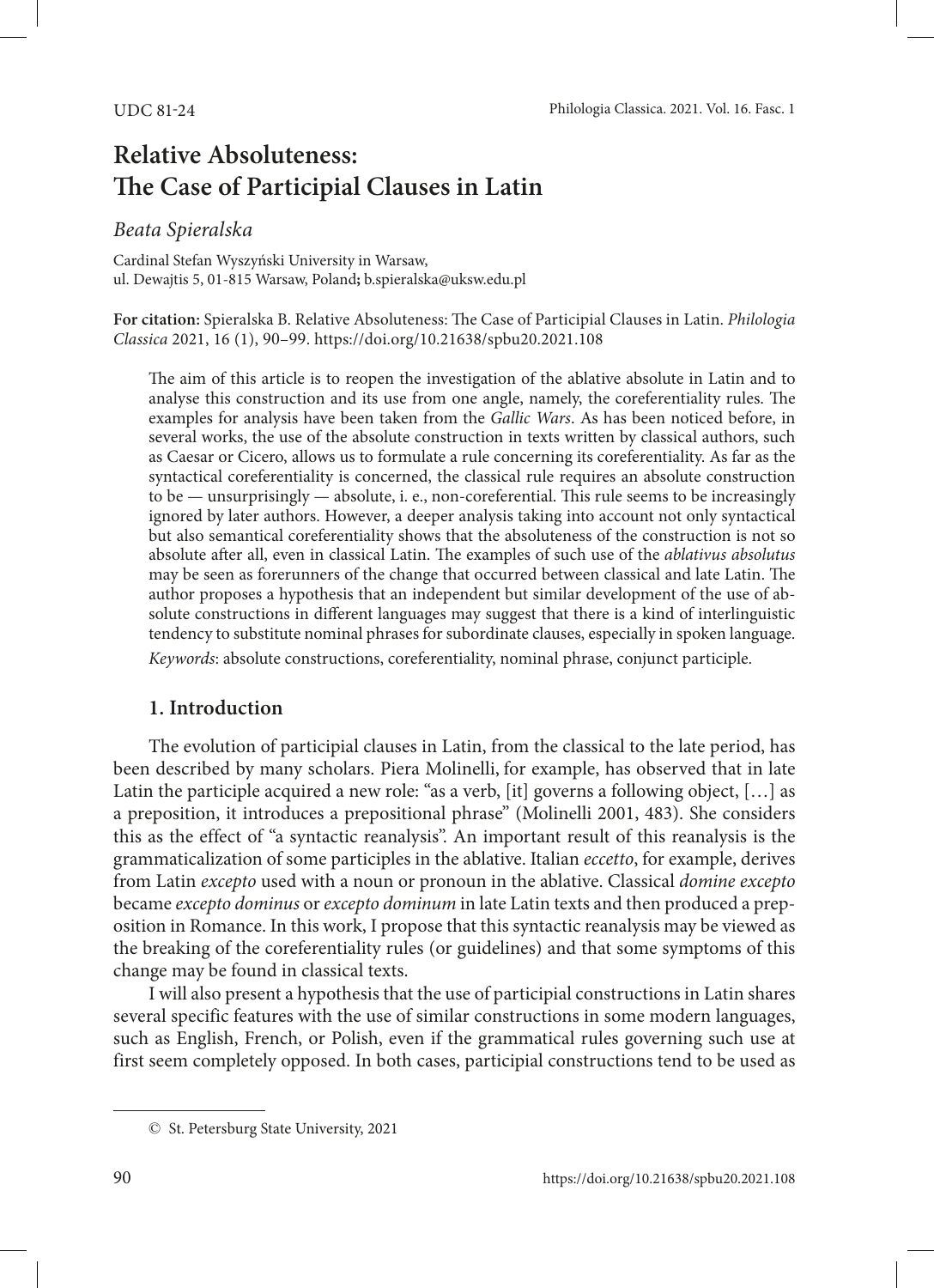# Relative Absoluteness: The Case of Participial Clauses in Latin

*Beata Spieralska*

Cardinal Stefan Wyszyński University in Warsaw,
ul. Dewajtis 5, 01-815 Warsaw, Poland; b.spieralska@uksw.edu.pl

**For citation:** Spieralska B. Relative Absoluteness: The Case of Participial Clauses in Latin. *Philologia Classica* 2021, 16 (1), 90–99. https://doi.org/10.21638/spbu20.2021.108

The aim of this article is to reopen the investigation of the ablative absolute in Latin and to analyse this construction and its use from one angle, namely, the coreferentiality rules. The examples for analysis have been taken from the *Gallic Wars*. As has been noticed before, in several works, the use of the absolute construction in texts written by classical authors, such as Caesar or Cicero, allows us to formulate a rule concerning its coreferentiality. As far as the syntactical coreferentiality is concerned, the classical rule requires an absolute construction to be — unsurprisingly — absolute, i. e., non-coreferential. This rule seems to be increasingly ignored by later authors. However, a deeper analysis taking into account not only syntactical but also semantical coreferentiality shows that the absoluteness of the construction is not so absolute after all, even in classical Latin. The examples of such use of the *ablativus absolutus* may be seen as forerunners of the change that occurred between classical and late Latin. The author proposes a hypothesis that an independent but similar development of the use of absolute constructions in different languages may suggest that there is a kind of interlinguistic tendency to substitute nominal phrases for subordinate clauses, especially in spoken language.

*Keywords*: absolute constructions, coreferentiality, nominal phrase, conjunct participle.

## 1. Introduction

The evolution of participial clauses in Latin, from the classical to the late period, has been described by many scholars. Piera Molinelli, for example, has observed that in late Latin the participle acquired a new role: "as a verb, [it] governs a following object, […] as a preposition, it introduces a prepositional phrase" (Molinelli 2001, 483). She considers this as the effect of "a syntactic reanalysis". An important result of this reanalysis is the grammaticalization of some participles in the ablative. Italian *eccetto*, for example, derives from Latin *excepto* used with a noun or pronoun in the ablative. Classical *domine excepto* became *excepto dominus* or *excepto dominum* in late Latin texts and then produced a preposition in Romance. In this work, I propose that this syntactic reanalysis may be viewed as the breaking of the coreferentiality rules (or guidelines) and that some symptoms of this change may be found in classical texts.

I will also present a hypothesis that the use of participial constructions in Latin shares several specific features with the use of similar constructions in some modern languages, such as English, French, or Polish, even if the grammatical rules governing such use at first seem completely opposed. In both cases, participial constructions tend to be used as

© St. Petersburg State University, 2021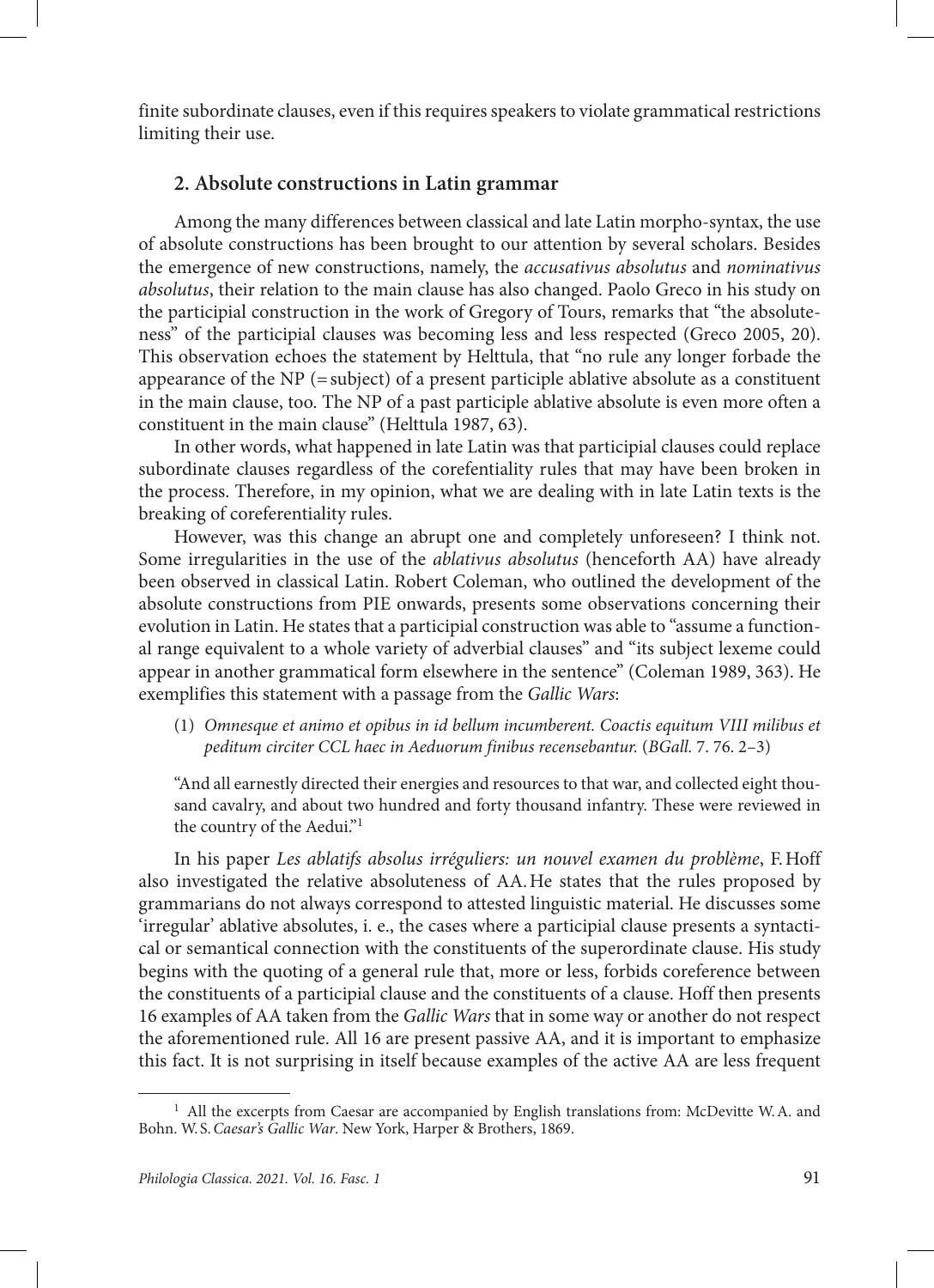finite subordinate clauses, even if this requires speakers to violate grammatical restrictions limiting their use.

## 2. Absolute constructions in Latin grammar

Among the many differences between classical and late Latin morpho-syntax, the use of absolute constructions has been brought to our attention by several scholars. Besides the emergence of new constructions, namely, the *accusativus absolutus* and *nominativus absolutus*, their relation to the main clause has also changed. Paolo Greco in his study on the participial construction in the work of Gregory of Tours, remarks that "the absoluteness" of the participial clauses was becoming less and less respected (Greco 2005, 20). This observation echoes the statement by Helttula, that "no rule any longer forbade the appearance of the NP (= subject) of a present participle ablative absolute as a constituent in the main clause, too. The NP of a past participle ablative absolute is even more often a constituent in the main clause" (Helttula 1987, 63).

In other words, what happened in late Latin was that participial clauses could replace subordinate clauses regardless of the corefentiality rules that may have been broken in the process. Therefore, in my opinion, what we are dealing with in late Latin texts is the breaking of coreferentiality rules.

However, was this change an abrupt one and completely unforeseen? I think not. Some irregularities in the use of the *ablativus absolutus* (henceforth AA) have already been observed in classical Latin. Robert Coleman, who outlined the development of the absolute constructions from PIE onwards, presents some observations concerning their evolution in Latin. He states that a participial construction was able to "assume a functional range equivalent to a whole variety of adverbial clauses" and "its subject lexeme could appear in another grammatical form elsewhere in the sentence" (Coleman 1989, 363). He exemplifies this statement with a passage from the *Gallic Wars*:

(1) *Omnesque et animo et opibus in id bellum incumberent. Coactis equitum VIII milibus et peditum circiter CCL haec in Aeduorum finibus recensebantur.* (*BGall.* 7. 76. 2–3)

"And all earnestly directed their energies and resources to that war, and collected eight thousand cavalry, and about two hundred and forty thousand infantry. These were reviewed in the country of the Aedui."[1]

In his paper *Les ablatifs absolus irréguliers: un nouvel examen du problème*, F. Hoff also investigated the relative absoluteness of AA. He states that the rules proposed by grammarians do not always correspond to attested linguistic material. He discusses some 'irregular' ablative absolutes, i. e., the cases where a participial clause presents a syntactical or semantical connection with the constituents of the superordinate clause. His study begins with the quoting of a general rule that, more or less, forbids coreference between the constituents of a participial clause and the constituents of a clause. Hoff then presents 16 examples of AA taken from the *Gallic Wars* that in some way or another do not respect the aforementioned rule. All 16 are present passive AA, and it is important to emphasize this fact. It is not surprising in itself because examples of the active AA are less frequent

[1] All the excerpts from Caesar are accompanied by English translations from: McDevitte W. A. and Bohn. W. S. *Caesar's Gallic War*. New York, Harper & Brothers, 1869.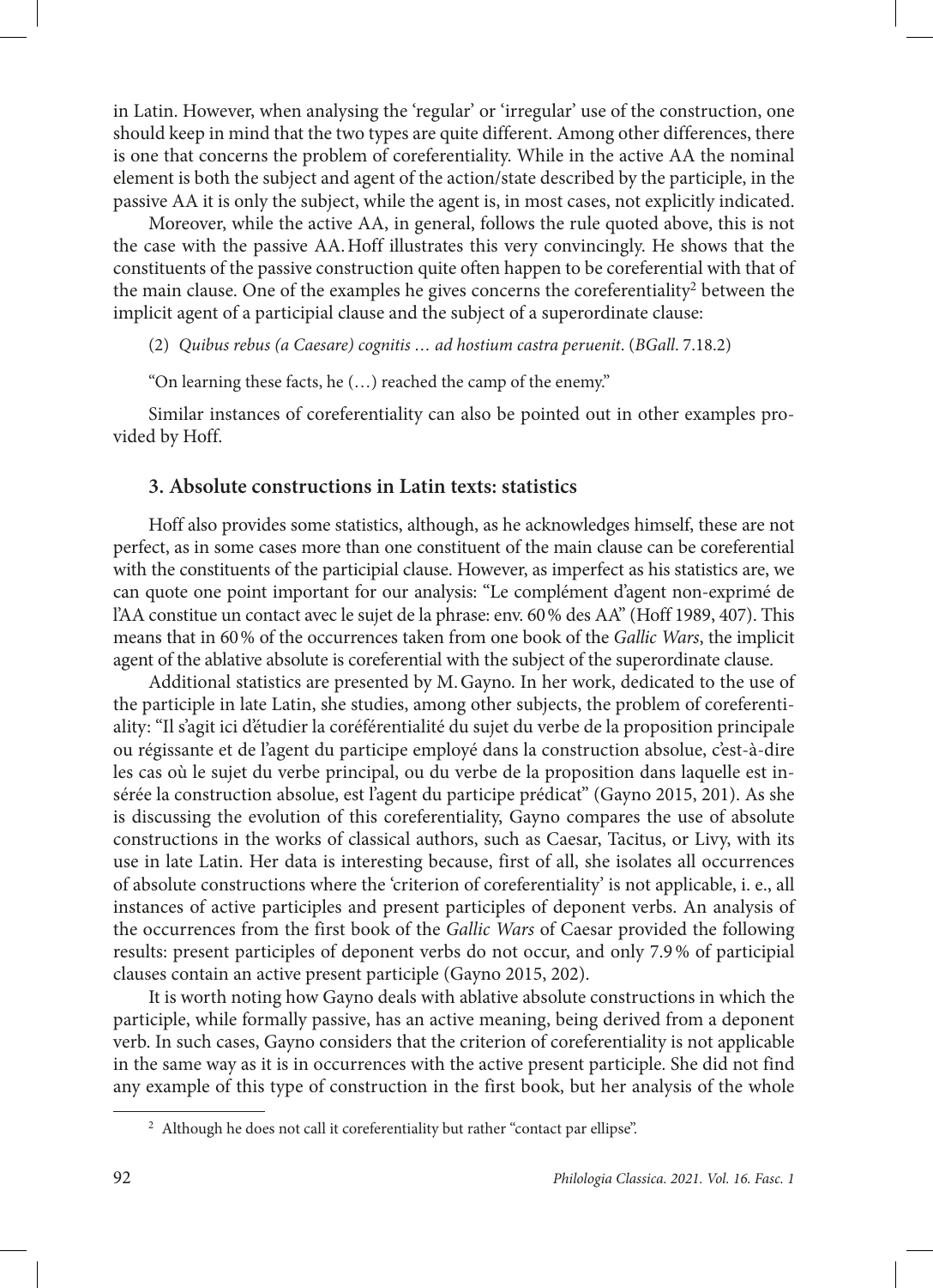in Latin. However, when analysing the 'regular' or 'irregular' use of the construction, one should keep in mind that the two types are quite different. Among other differences, there is one that concerns the problem of coreferentiality. While in the active AA the nominal element is both the subject and agent of the action/state described by the participle, in the passive AA it is only the subject, while the agent is, in most cases, not explicitly indicated.

Moreover, while the active AA, in general, follows the rule quoted above, this is not the case with the passive AA. Hoff illustrates this very convincingly. He shows that the constituents of the passive construction quite often happen to be coreferential with that of the main clause. One of the examples he gives concerns the coreferentiality[2] between the implicit agent of a participial clause and the subject of a superordinate clause:

(2) *Quibus rebus (a Caesare) cognitis … ad hostium castra peruenit*. (*BGall*. 7.18.2)

"On learning these facts, he (…) reached the camp of the enemy."

Similar instances of coreferentiality can also be pointed out in other examples provided by Hoff.

### 3. Absolute constructions in Latin texts: statistics

Hoff also provides some statistics, although, as he acknowledges himself, these are not perfect, as in some cases more than one constituent of the main clause can be coreferential with the constituents of the participial clause. However, as imperfect as his statistics are, we can quote one point important for our analysis: "Le complément d'agent non-exprimé de l'AA constitue un contact avec le sujet de la phrase: env. 60% des AA" (Hoff 1989, 407). This means that in 60% of the occurrences taken from one book of the *Gallic Wars*, the implicit agent of the ablative absolute is coreferential with the subject of the superordinate clause.

Additional statistics are presented by M. Gayno. In her work, dedicated to the use of the participle in late Latin, she studies, among other subjects, the problem of coreferentiality: "Il s'agit ici d'étudier la coréférentialité du sujet du verbe de la proposition principale ou régissante et de l'agent du participe employé dans la construction absolue, c'est-à-dire les cas où le sujet du verbe principal, ou du verbe de la proposition dans laquelle est insérée la construction absolue, est l'agent du participe prédicat" (Gayno 2015, 201). As she is discussing the evolution of this coreferentiality, Gayno compares the use of absolute constructions in the works of classical authors, such as Caesar, Tacitus, or Livy, with its use in late Latin. Her data is interesting because, first of all, she isolates all occurrences of absolute constructions where the 'criterion of coreferentiality' is not applicable, i. e., all instances of active participles and present participles of deponent verbs. An analysis of the occurrences from the first book of the *Gallic Wars* of Caesar provided the following results: present participles of deponent verbs do not occur, and only 7.9% of participial clauses contain an active present participle (Gayno 2015, 202).

It is worth noting how Gayno deals with ablative absolute constructions in which the participle, while formally passive, has an active meaning, being derived from a deponent verb. In such cases, Gayno considers that the criterion of coreferentiality is not applicable in the same way as it is in occurrences with the active present participle. She did not find any example of this type of construction in the first book, but her analysis of the whole

[2] Although he does not call it coreferentiality but rather "contact par ellipse".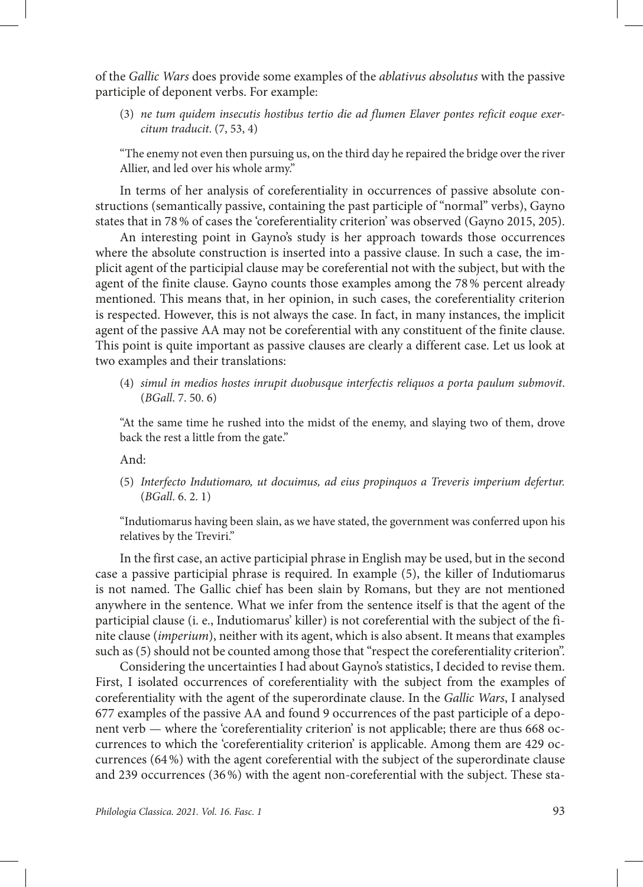of the *Gallic Wars* does provide some examples of the *ablativus absolutus* with the passive participle of deponent verbs. For example:

(3) *ne tum quidem insecutis hostibus tertio die ad flumen Elaver pontes reficit eoque exercitum traducit*. (7, 53, 4)

"The enemy not even then pursuing us, on the third day he repaired the bridge over the river Allier, and led over his whole army."

In terms of her analysis of coreferentiality in occurrences of passive absolute constructions (semantically passive, containing the past participle of "normal" verbs), Gayno states that in 78 % of cases the 'coreferentiality criterion' was observed (Gayno 2015, 205).

An interesting point in Gayno's study is her approach towards those occurrences where the absolute construction is inserted into a passive clause. In such a case, the implicit agent of the participial clause may be coreferential not with the subject, but with the agent of the finite clause. Gayno counts those examples among the 78 % percent already mentioned. This means that, in her opinion, in such cases, the coreferentiality criterion is respected. However, this is not always the case. In fact, in many instances, the implicit agent of the passive AA may not be coreferential with any constituent of the finite clause. This point is quite important as passive clauses are clearly a different case. Let us look at two examples and their translations:

(4) *simul in medios hostes inrupit duobusque interfectis reliquos a porta paulum submovit*. (*BGall*. 7. 50. 6)

"At the same time he rushed into the midst of the enemy, and slaying two of them, drove back the rest a little from the gate."

And:

(5) *Interfecto Indutiomaro, ut docuimus, ad eius propinquos a Treveris imperium defertur.* (*BGall*. 6. 2. 1)

"Indutiomarus having been slain, as we have stated, the government was conferred upon his relatives by the Treviri."

In the first case, an active participial phrase in English may be used, but in the second case a passive participial phrase is required. In example (5), the killer of Indutiomarus is not named. The Gallic chief has been slain by Romans, but they are not mentioned anywhere in the sentence. What we infer from the sentence itself is that the agent of the participial clause (i. e., Indutiomarus' killer) is not coreferential with the subject of the finite clause (*imperium*), neither with its agent, which is also absent. It means that examples such as (5) should not be counted among those that "respect the coreferentiality criterion".

Considering the uncertainties I had about Gayno's statistics, I decided to revise them. First, I isolated occurrences of coreferentiality with the subject from the examples of coreferentiality with the agent of the superordinate clause. In the *Gallic Wars*, I analysed 677 examples of the passive AA and found 9 occurrences of the past participle of a deponent verb — where the 'coreferentiality criterion' is not applicable; there are thus 668 occurrences to which the 'coreferentiality criterion' is applicable. Among them are 429 occurrences (64 %) with the agent coreferential with the subject of the superordinate clause and 239 occurrences (36 %) with the agent non-coreferential with the subject. These sta-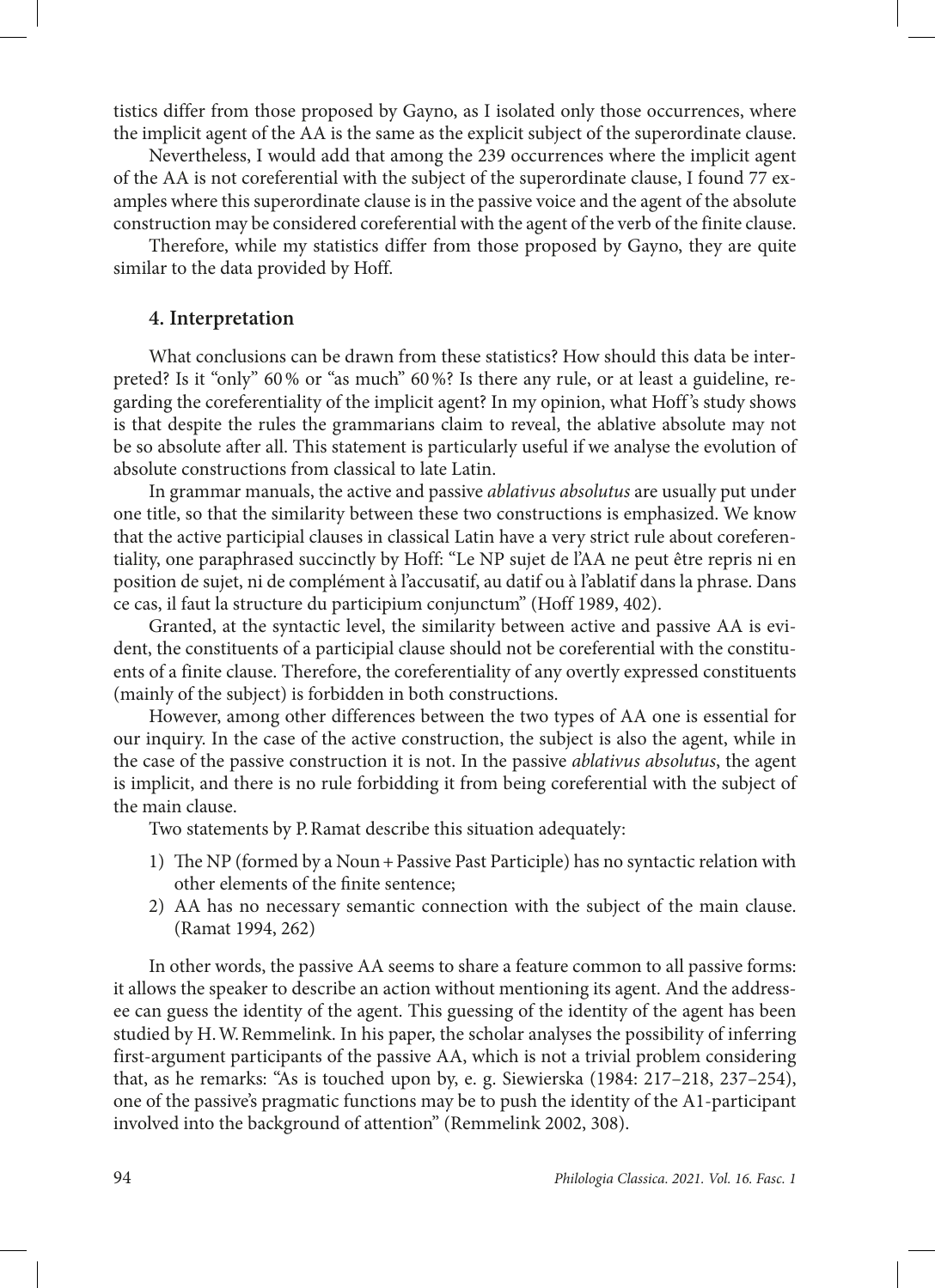tistics differ from those proposed by Gayno, as I isolated only those occurrences, where the implicit agent of the AA is the same as the explicit subject of the superordinate clause.

Nevertheless, I would add that among the 239 occurrences where the implicit agent of the AA is not coreferential with the subject of the superordinate clause, I found 77 examples where this superordinate clause is in the passive voice and the agent of the absolute construction may be considered coreferential with the agent of the verb of the finite clause.

Therefore, while my statistics differ from those proposed by Gayno, they are quite similar to the data provided by Hoff.

## 4. Interpretation

What conclusions can be drawn from these statistics? How should this data be interpreted? Is it "only" 60 % or "as much" 60 %? Is there any rule, or at least a guideline, regarding the coreferentiality of the implicit agent? In my opinion, what Hoff's study shows is that despite the rules the grammarians claim to reveal, the ablative absolute may not be so absolute after all. This statement is particularly useful if we analyse the evolution of absolute constructions from classical to late Latin.

In grammar manuals, the active and passive *ablativus absolutus* are usually put under one title, so that the similarity between these two constructions is emphasized. We know that the active participial clauses in classical Latin have a very strict rule about coreferentiality, one paraphrased succinctly by Hoff: "Le NP sujet de l'AA ne peut être repris ni en position de sujet, ni de complément à l'accusatif, au datif ou à l'ablatif dans la phrase. Dans ce cas, il faut la structure du participium conjunctum" (Hoff 1989, 402).

Granted, at the syntactic level, the similarity between active and passive AA is evident, the constituents of a participial clause should not be coreferential with the constituents of a finite clause. Therefore, the coreferentiality of any overtly expressed constituents (mainly of the subject) is forbidden in both constructions.

However, among other differences between the two types of AA one is essential for our inquiry. In the case of the active construction, the subject is also the agent, while in the case of the passive construction it is not. In the passive *ablativus absolutus*, the agent is implicit, and there is no rule forbidding it from being coreferential with the subject of the main clause.

Two statements by P. Ramat describe this situation adequately:

1) The NP (formed by a Noun + Passive Past Participle) has no syntactic relation with other elements of the finite sentence;
2) AA has no necessary semantic connection with the subject of the main clause. (Ramat 1994, 262)

In other words, the passive AA seems to share a feature common to all passive forms: it allows the speaker to describe an action without mentioning its agent. And the addressee can guess the identity of the agent. This guessing of the identity of the agent has been studied by H. W. Remmelink. In his paper, the scholar analyses the possibility of inferring first-argument participants of the passive AA, which is not a trivial problem considering that, as he remarks: "As is touched upon by, e. g. Siewierska (1984: 217–218, 237–254), one of the passive's pragmatic functions may be to push the identity of the A1-participant involved into the background of attention" (Remmelink 2002, 308).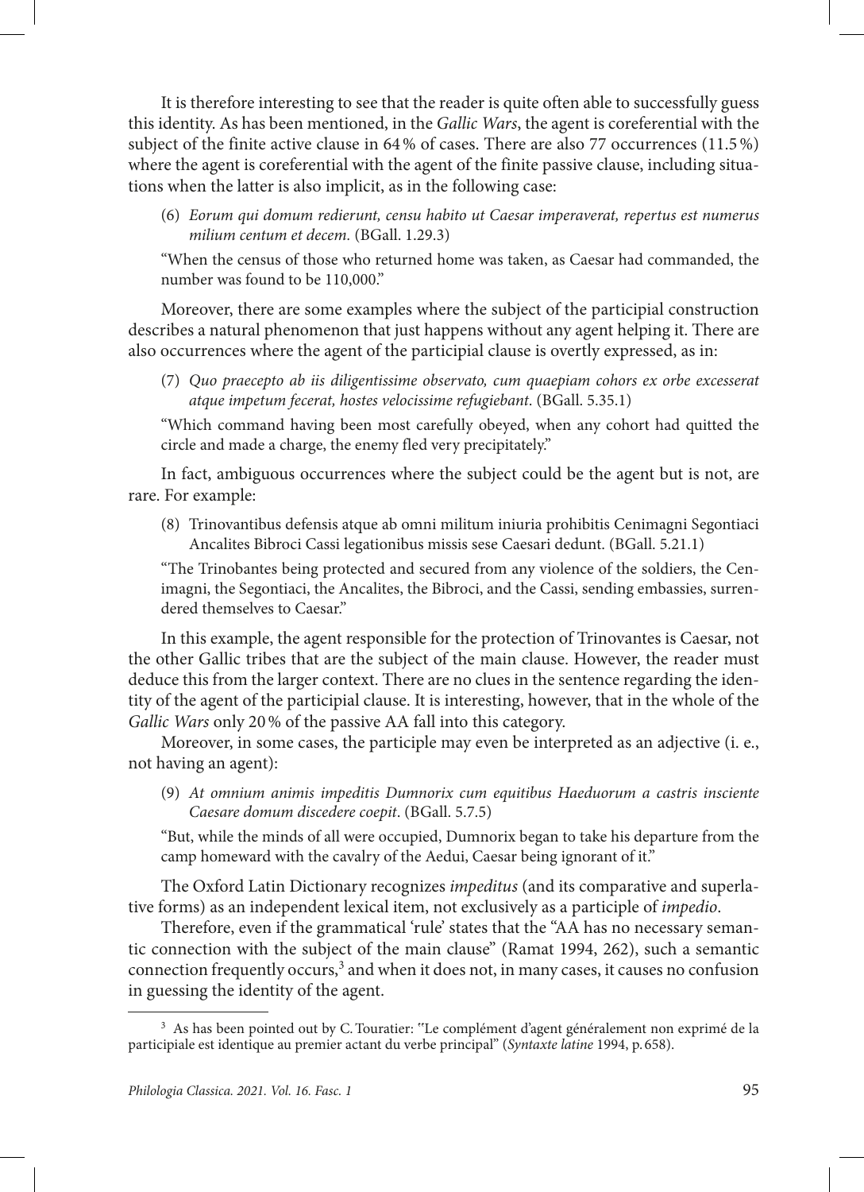It is therefore interesting to see that the reader is quite often able to successfully guess this identity. As has been mentioned, in the *Gallic Wars*, the agent is coreferential with the subject of the finite active clause in 64 % of cases. There are also 77 occurrences (11.5 %) where the agent is coreferential with the agent of the finite passive clause, including situations when the latter is also implicit, as in the following case:

(6) *Eorum qui domum redierunt, censu habito ut Caesar imperaverat, repertus est numerus milium centum et decem.* (BGall. 1.29.3)

"When the census of those who returned home was taken, as Caesar had commanded, the number was found to be 110,000."

Moreover, there are some examples where the subject of the participial construction describes a natural phenomenon that just happens without any agent helping it. There are also occurrences where the agent of the participial clause is overtly expressed, as in:

(7) *Quo praecepto ab iis diligentissime observato, cum quaepiam cohors ex orbe excesserat atque impetum fecerat, hostes velocissime refugiebant*. (BGall. 5.35.1)

"Which command having been most carefully obeyed, when any cohort had quitted the circle and made a charge, the enemy fled very precipitately."

In fact, ambiguous occurrences where the subject could be the agent but is not, are rare. For example:

(8) Trinovantibus defensis atque ab omni militum iniuria prohibitis Cenimagni Segontiaci Ancalites Bibroci Cassi legationibus missis sese Caesari dedunt. (BGall. 5.21.1)

"The Trinobantes being protected and secured from any violence of the soldiers, the Cenimagni, the Segontiaci, the Ancalites, the Bibroci, and the Cassi, sending embassies, surrendered themselves to Caesar."

In this example, the agent responsible for the protection of Trinovantes is Caesar, not the other Gallic tribes that are the subject of the main clause. However, the reader must deduce this from the larger context. There are no clues in the sentence regarding the identity of the agent of the participial clause. It is interesting, however, that in the whole of the *Gallic Wars* only 20 % of the passive AA fall into this category.

Moreover, in some cases, the participle may even be interpreted as an adjective (i. e., not having an agent):

(9) *At omnium animis impeditis Dumnorix cum equitibus Haeduorum a castris insciente Caesare domum discedere coepit*. (BGall. 5.7.5)

"But, while the minds of all were occupied, Dumnorix began to take his departure from the camp homeward with the cavalry of the Aedui, Caesar being ignorant of it."

The Oxford Latin Dictionary recognizes *impeditus* (and its comparative and superlative forms) as an independent lexical item, not exclusively as a participle of *impedio*.

Therefore, even if the grammatical 'rule' states that the "AA has no necessary semantic connection with the subject of the main clause" (Ramat 1994, 262), such a semantic connection frequently occurs,[3] and when it does not, in many cases, it causes no confusion in guessing the identity of the agent.

---

[3] As has been pointed out by C. Touratier: "Le complément d'agent généralement non exprimé de la participiale est identique au premier actant du verbe principal" (*Syntaxte latine* 1994, p. 658).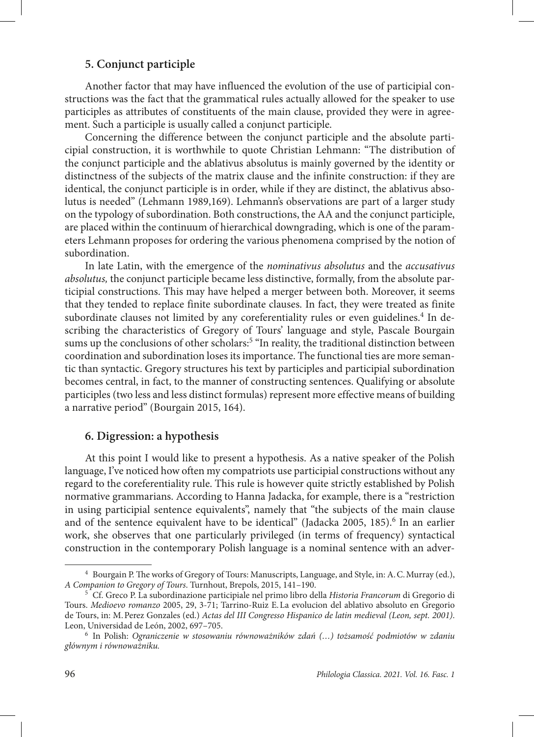## 5. Conjunct participle

Another factor that may have influenced the evolution of the use of participial constructions was the fact that the grammatical rules actually allowed for the speaker to use participles as attributes of constituents of the main clause, provided they were in agreement. Such a participle is usually called a conjunct participle.

Concerning the difference between the conjunct participle and the absolute participial construction, it is worthwhile to quote Christian Lehmann: "The distribution of the conjunct participle and the ablativus absolutus is mainly governed by the identity or distinctness of the subjects of the matrix clause and the infinite construction: if they are identical, the conjunct participle is in order, while if they are distinct, the ablativus absolutus is needed" (Lehmann 1989,169). Lehmann's observations are part of a larger study on the typology of subordination. Both constructions, the AA and the conjunct participle, are placed within the continuum of hierarchical downgrading, which is one of the parameters Lehmann proposes for ordering the various phenomena comprised by the notion of subordination.

In late Latin, with the emergence of the *nominativus absolutus* and the *accusativus absolutus,* the conjunct participle became less distinctive, formally, from the absolute participial constructions. This may have helped a merger between both. Moreover, it seems that they tended to replace finite subordinate clauses. In fact, they were treated as finite subordinate clauses not limited by any coreferentiality rules or even guidelines.[4] In describing the characteristics of Gregory of Tours' language and style, Pascale Bourgain sums up the conclusions of other scholars:[5] "In reality, the traditional distinction between coordination and subordination loses its importance. The functional ties are more semantic than syntactic. Gregory structures his text by participles and participial subordination becomes central, in fact, to the manner of constructing sentences. Qualifying or absolute participles (two less and less distinct formulas) represent more effective means of building a narrative period" (Bourgain 2015, 164).

## 6. Digression: a hypothesis

At this point I would like to present a hypothesis. As a native speaker of the Polish language, I've noticed how often my compatriots use participial constructions without any regard to the coreferentiality rule. This rule is however quite strictly established by Polish normative grammarians. According to Hanna Jadacka, for example, there is a "restriction in using participial sentence equivalents", namely that "the subjects of the main clause and of the sentence equivalent have to be identical" (Jadacka 2005, 185).[6] In an earlier work, she observes that one particularly privileged (in terms of frequency) syntactical construction in the contemporary Polish language is a nominal sentence with an adver-

---

[4] Bourgain P. The works of Gregory of Tours: Manuscripts, Language, and Style, in: A.C. Murray (ed.), *A Companion to Gregory of Tours*. Turnhout, Brepols, 2015, 141–190.

[5] Cf. Greco P. La subordinazione participiale nel primo libro della *Historia Francorum* di Gregorio di Tours. *Medioevo romanzo* 2005, 29, 3-71; Tarrino-Ruiz E. La evolucion del ablativo absoluto en Gregorio de Tours, in: M. Perez Gonzales (ed.) *Actas del III Congresso Hispanico de latin medieval (Leon, sept. 2001)*. Leon, Universidad de León, 2002, 697–705.

[6] In Polish: *Ograniczenie w stosowaniu równoważników zdań (…) tożsamość podmiotów w zdaniu głównym i równoważniku.*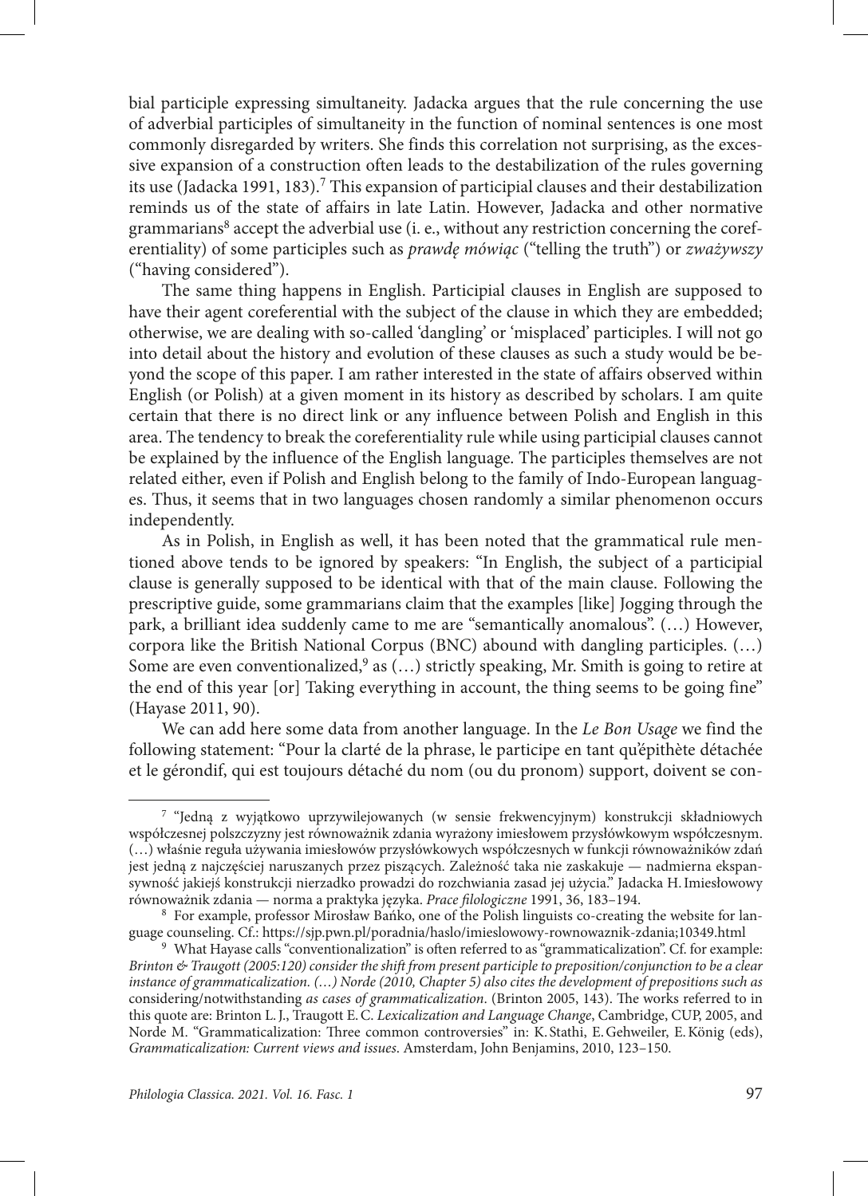bial participle expressing simultaneity. Jadacka argues that the rule concerning the use of adverbial participles of simultaneity in the function of nominal sentences is one most commonly disregarded by writers. She finds this correlation not surprising, as the excessive expansion of a construction often leads to the destabilization of the rules governing its use (Jadacka 1991, 183).[7] This expansion of participial clauses and their destabilization reminds us of the state of affairs in late Latin. However, Jadacka and other normative grammarians[8] accept the adverbial use (i. e., without any restriction concerning the coreferentiality) of some participles such as *prawdę mówiąc* ("telling the truth") or *zważywszy* ("having considered").

The same thing happens in English. Participial clauses in English are supposed to have their agent coreferential with the subject of the clause in which they are embedded; otherwise, we are dealing with so-called 'dangling' or 'misplaced' participles. I will not go into detail about the history and evolution of these clauses as such a study would be beyond the scope of this paper. I am rather interested in the state of affairs observed within English (or Polish) at a given moment in its history as described by scholars. I am quite certain that there is no direct link or any influence between Polish and English in this area. The tendency to break the coreferentiality rule while using participial clauses cannot be explained by the influence of the English language. The participles themselves are not related either, even if Polish and English belong to the family of Indo-European languages. Thus, it seems that in two languages chosen randomly a similar phenomenon occurs independently.

As in Polish, in English as well, it has been noted that the grammatical rule mentioned above tends to be ignored by speakers: "In English, the subject of a participial clause is generally supposed to be identical with that of the main clause. Following the prescriptive guide, some grammarians claim that the examples [like] Jogging through the park, a brilliant idea suddenly came to me are "semantically anomalous". (…) However, corpora like the British National Corpus (BNC) abound with dangling participles. (…) Some are even conventionalized,[9] as (…) strictly speaking, Mr. Smith is going to retire at the end of this year [or] Taking everything in account, the thing seems to be going fine" (Hayase 2011, 90).

We can add here some data from another language. In the *Le Bon Usage* we find the following statement: "Pour la clarté de la phrase, le participe en tant qu'épithète détachée et le gérondif, qui est toujours détaché du nom (ou du pronom) support, doivent se con-

---

[7] "Jedną z wyjątkowo uprzywilejowanych (w sensie frekwencyjnym) konstrukcji składniowych współczesnej polszczyzny jest równoważnik zdania wyrażony imiesłowem przysłówkowym współczesnym. (…) właśnie reguła używania imiesłowów przysłówkowych współczesnych w funkcji równoważników zdań jest jedną z najczęściej naruszanych przez piszących. Zależność taka nie zaskakuje — nadmierna ekspansywność jakiejś konstrukcji nierzadko prowadzi do rozchwiania zasad jej użycia." Jadacka H. Imiesłowowy równoważnik zdania — norma a praktyka języka. *Prace filologiczne* 1991, 36, 183–194.

[8] For example, professor Mirosław Bańko, one of the Polish linguists co-creating the website for language counseling. Cf.: https://sjp.pwn.pl/poradnia/haslo/imieslowowy-rownowaznik-zdania;10349.html

[9] What Hayase calls "conventionalization" is often referred to as "grammaticalization". Cf. for example: *Brinton & Traugott (2005:120) consider the shift from present participle to preposition/conjunction to be a clear instance of grammaticalization. (…) Norde (2010, Chapter 5) also cites the development of prepositions such as* considering/notwithstanding *as cases of grammaticalization*. (Brinton 2005, 143). The works referred to in this quote are: Brinton L. J., Traugott E. C. *Lexicalization and Language Change*, Cambridge, CUP, 2005, and Norde M. "Grammaticalization: Three common controversies" in: K. Stathi, E. Gehweiler, E. König (eds), *Grammaticalization: Current views and issues*. Amsterdam, John Benjamins, 2010, 123–150.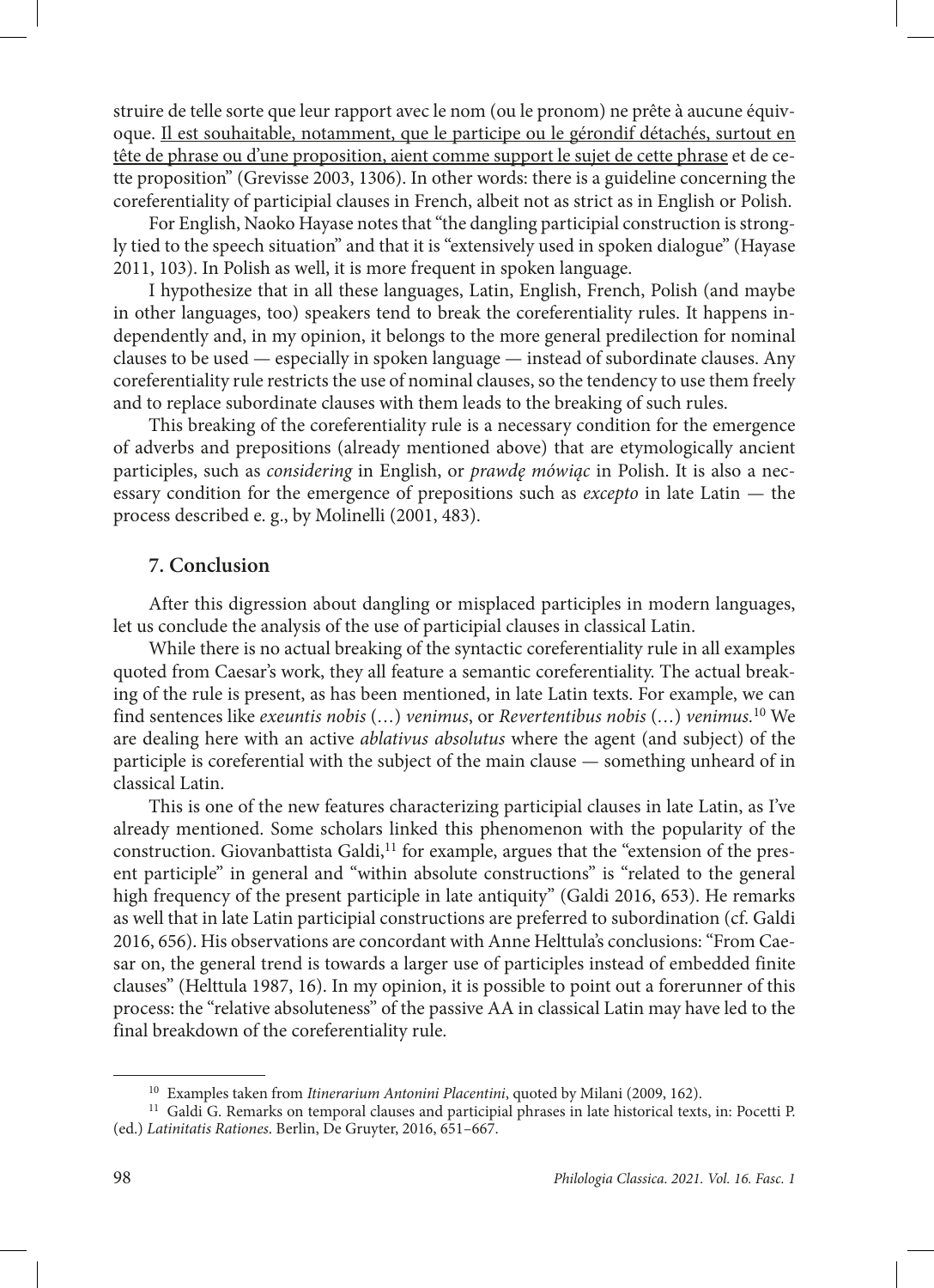struire de telle sorte que leur rapport avec le nom (ou le pronom) ne prête à aucune équivoque. <u>Il est souhaitable, notamment, que le participe ou le gérondif détachés, surtout en tête de phrase ou d'une proposition, aient comme support le sujet de cette phrase</u> et de cette proposition" (Grevisse 2003, 1306). In other words: there is a guideline concerning the coreferentiality of participial clauses in French, albeit not as strict as in English or Polish.

For English, Naoko Hayase notes that "the dangling participial construction is strongly tied to the speech situation" and that it is "extensively used in spoken dialogue" (Hayase 2011, 103). In Polish as well, it is more frequent in spoken language.

I hypothesize that in all these languages, Latin, English, French, Polish (and maybe in other languages, too) speakers tend to break the coreferentiality rules. It happens independently and, in my opinion, it belongs to the more general predilection for nominal clauses to be used — especially in spoken language — instead of subordinate clauses. Any coreferentiality rule restricts the use of nominal clauses, so the tendency to use them freely and to replace subordinate clauses with them leads to the breaking of such rules.

This breaking of the coreferentiality rule is a necessary condition for the emergence of adverbs and prepositions (already mentioned above) that are etymologically ancient participles, such as *considering* in English, or *prawdę mówiąc* in Polish. It is also a necessary condition for the emergence of prepositions such as *excepto* in late Latin — the process described e. g., by Molinelli (2001, 483).

## 7. Conclusion

After this digression about dangling or misplaced participles in modern languages, let us conclude the analysis of the use of participial clauses in classical Latin.

While there is no actual breaking of the syntactic coreferentiality rule in all examples quoted from Caesar's work, they all feature a semantic coreferentiality. The actual breaking of the rule is present, as has been mentioned, in late Latin texts. For example, we can find sentences like *exeuntis nobis* (…) *venimus*, or *Revertentibus nobis* (…) *venimus.*[10] We are dealing here with an active *ablativus absolutus* where the agent (and subject) of the participle is coreferential with the subject of the main clause — something unheard of in classical Latin.

This is one of the new features characterizing participial clauses in late Latin, as I've already mentioned. Some scholars linked this phenomenon with the popularity of the construction. Giovanbattista Galdi,[11] for example, argues that the "extension of the present participle" in general and "within absolute constructions" is "related to the general high frequency of the present participle in late antiquity" (Galdi 2016, 653). He remarks as well that in late Latin participial constructions are preferred to subordination (cf. Galdi 2016, 656). His observations are concordant with Anne Helttula's conclusions: "From Caesar on, the general trend is towards a larger use of participles instead of embedded finite clauses" (Helttula 1987, 16). In my opinion, it is possible to point out a forerunner of this process: the "relative absoluteness" of the passive AA in classical Latin may have led to the final breakdown of the coreferentiality rule.

---

[10] Examples taken from *Itinerarium Antonini Placentini*, quoted by Milani (2009, 162).

[11] Galdi G. Remarks on temporal clauses and participial phrases in late historical texts, in: Pocetti P. (ed.) *Latinitatis Rationes*. Berlin, De Gruyter, 2016, 651–667.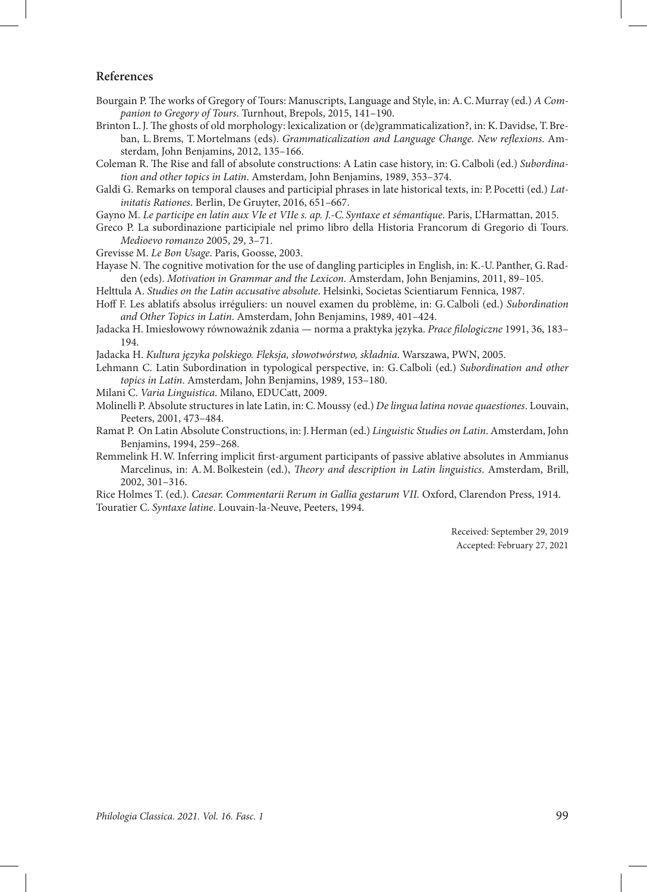## References

Bourgain P. The works of Gregory of Tours: Manuscripts, Language and Style, in: A. C. Murray (ed.) *A Companion to Gregory of Tours*. Turnhout, Brepols, 2015, 141–190.

Brinton L. J. The ghosts of old morphology: lexicalization or (de)grammaticalization?, in: K. Davidse, T. Breban, L. Brems, T. Mortelmans (eds). *Grammaticalization and Language Change. New reflexions*. Amsterdam, John Benjamins, 2012, 135–166.

Coleman R. The Rise and fall of absolute constructions: A Latin case history, in: G. Calboli (ed.) *Subordination and other topics in Latin*. Amsterdam, John Benjamins, 1989, 353–374.

Galdi G. Remarks on temporal clauses and participial phrases in late historical texts, in: P. Pocetti (ed.) *Latinitatis Rationes*. Berlin, De Gruyter, 2016, 651–667.

Gayno M. *Le participe en latin aux VIe et VIIe s. ap. J.-C. Syntaxe et sémantique*. Paris, L'Harmattan, 2015.

Greco P. La subordinazione participiale nel primo libro della Historia Francorum di Gregorio di Tours. *Medioevo romanzo* 2005, 29, 3–71.

Grevisse M. *Le Bon Usage*. Paris, Goosse, 2003.

Hayase N. The cognitive motivation for the use of dangling participles in English, in: K.-U. Panther, G. Radden (eds). *Motivation in Grammar and the Lexicon*. Amsterdam, John Benjamins, 2011, 89–105.

Helttula A. *Studies on the Latin accusative absolute*. Helsinki, Societas Scientiarum Fennica, 1987.

Hoff F. Les ablatifs absolus irréguliers: un nouvel examen du problème, in: G. Calboli (ed.) *Subordination and Other Topics in Latin*. Amsterdam, John Benjamins, 1989, 401–424.

Jadacka H. Imiesłowowy równoważnik zdania — norma a praktyka języka. *Prace filologiczne* 1991, 36, 183–194.

Jadacka H. *Kultura języka polskiego. Fleksja, słowotwórstwo, składnia*. Warszawa, PWN, 2005.

Lehmann C. Latin Subordination in typological perspective, in: G. Calboli (ed.) *Subordination and other topics in Latin*. Amsterdam, John Benjamins, 1989, 153–180.

Milani C. *Varia Linguistica*. Milano, EDUCatt, 2009.

Molinelli P. Absolute structures in late Latin, in: C. Moussy (ed.) *De lingua latina novae quaestiones*. Louvain, Peeters, 2001, 473–484.

Ramat P. On Latin Absolute Constructions, in: J. Herman (ed.) *Linguistic Studies on Latin*. Amsterdam, John Benjamins, 1994, 259–268.

Remmelink H. W. Inferring implicit first-argument participants of passive ablative absolutes in Ammianus Marcelinus, in: A. M. Bolkestein (ed.), *Theory and description in Latin linguistics*. Amsterdam, Brill, 2002, 301–316.

Rice Holmes T. (ed.). *Caesar. Commentarii Rerum in Gallia gestarum VII*. Oxford, Clarendon Press, 1914.

Touratier C. *Syntaxe latine*. Louvain-la-Neuve, Peeters, 1994.

Received: September 29, 2019
Accepted: February 27, 2021